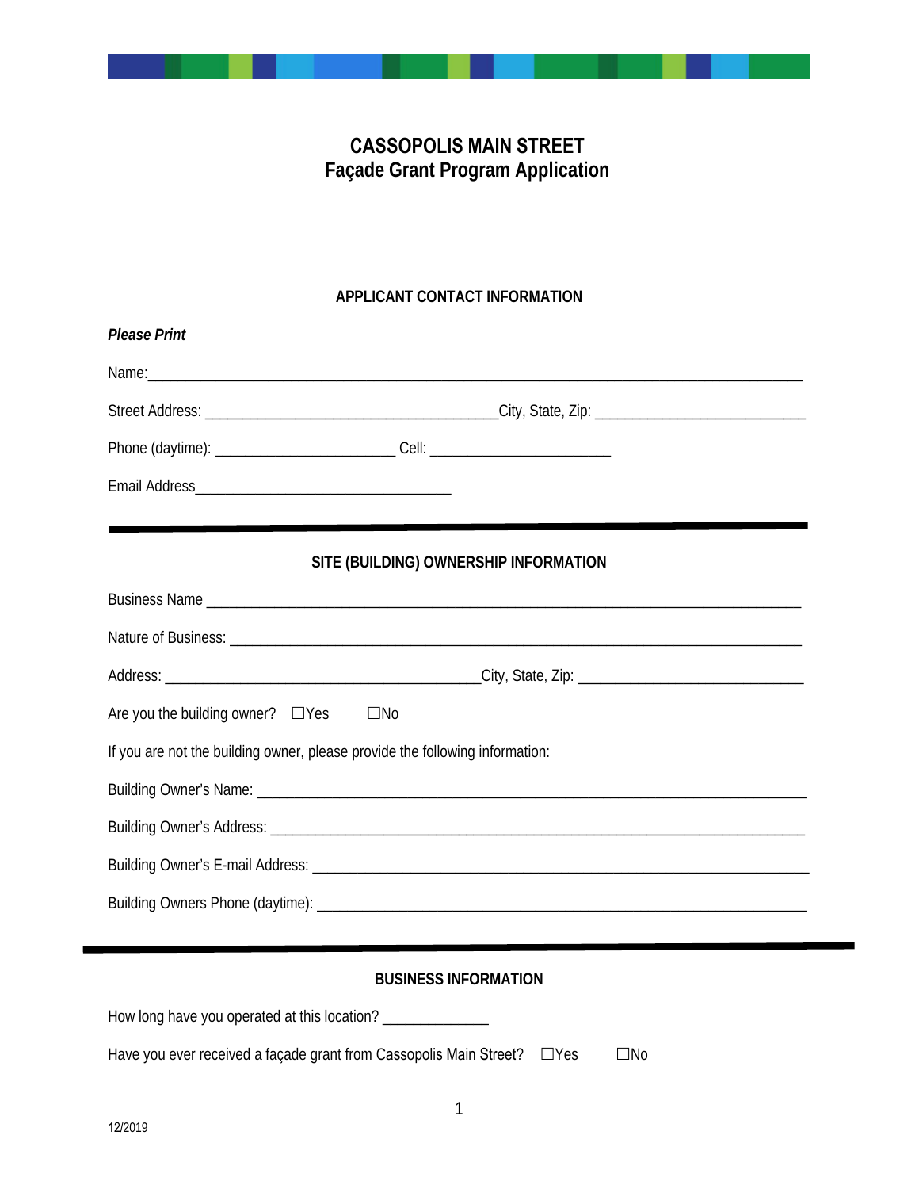# CASSOPOLIS MAIN STREET
# Façade Grant Program Application

## APPLICANT CONTACT INFORMATION

***Please Print***

Name:_______________________________________________________________________________

Street Address: ____________________________________City, State, Zip: __________________________

Phone (daytime): ______________________ Cell: ______________________

Email Address________________________________

---

## SITE (BUILDING) OWNERSHIP INFORMATION

Business Name ___________________________________________________________________________

Nature of Business: _______________________________________________________________________

Address: ________________________________________City, State, Zip: ____________________________

Are you the building owner? ☐Yes ☐No

If you are not the building owner, please provide the following information:

Building Owner's Name: ____________________________________________________________________

Building Owner's Address: __________________________________________________________________

Building Owner's E-mail Address: ____________________________________________________________

Building Owners Phone (daytime): ____________________________________________________________

---

## BUSINESS INFORMATION

How long have you operated at this location? _____________

Have you ever received a façade grant from Cassopolis Main Street? ☐Yes ☐No

12/2019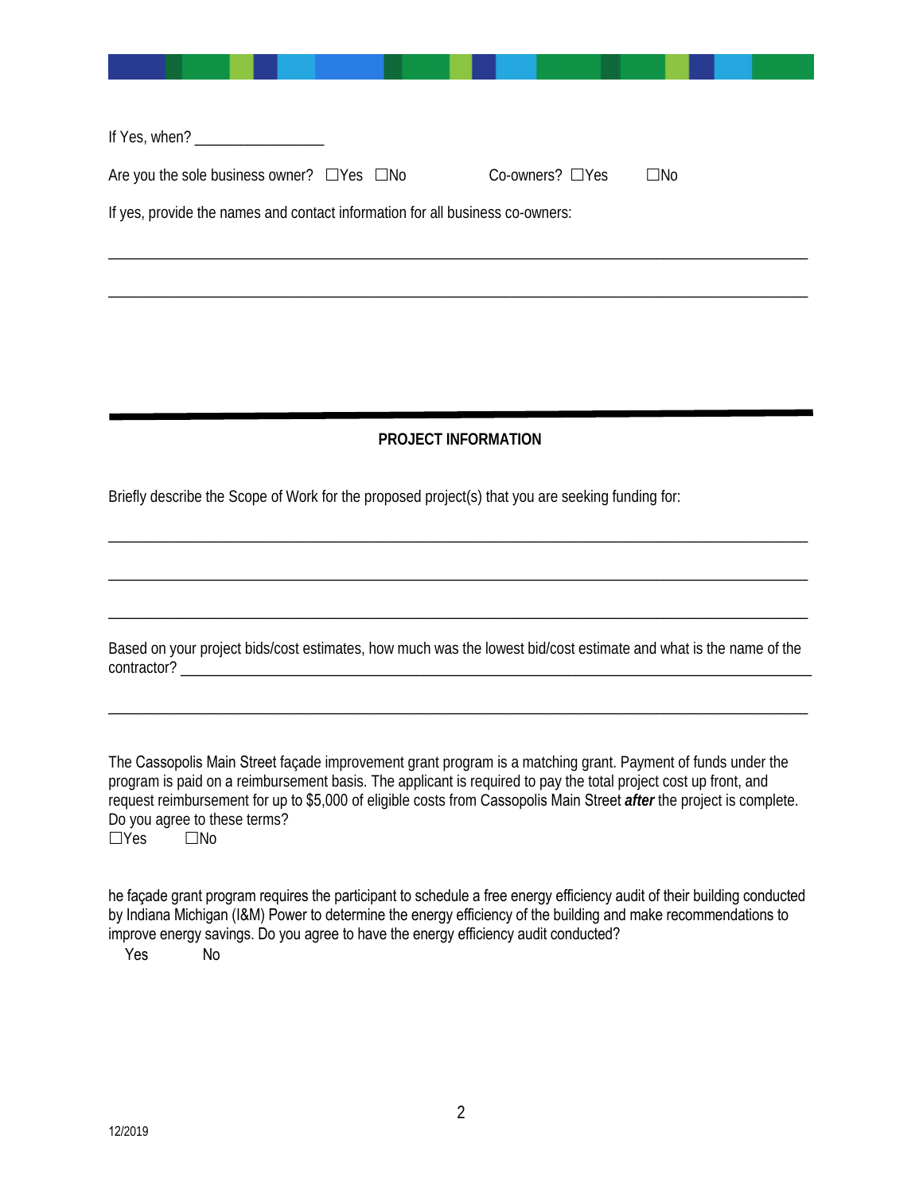If Yes, when? ________________

Are you the sole business owner? ☐Yes ☐No Co-owners? ☐Yes ☐No

If yes, provide the names and contact information for all business co-owners:

______________________________________________________________________________________

______________________________________________________________________________________

---

**PROJECT INFORMATION**

Briefly describe the Scope of Work for the proposed project(s) that you are seeking funding for:

______________________________________________________________________________________

______________________________________________________________________________________

______________________________________________________________________________________

Based on your project bids/cost estimates, how much was the lowest bid/cost estimate and what is the name of the contractor? ________________________________________________________________________________

______________________________________________________________________________________

The Cassopolis Main Street façade improvement grant program is a matching grant. Payment of funds under the program is paid on a reimbursement basis. The applicant is required to pay the total project cost up front, and request reimbursement for up to $5,000 of eligible costs from Cassopolis Main Street ***after*** the project is complete. Do you agree to these terms?
☐Yes ☐No

he façade grant program requires the participant to schedule a free energy efficiency audit of their building conducted by Indiana Michigan (I&M) Power to determine the energy efficiency of the building and make recommendations to improve energy savings. Do you agree to have the energy efficiency audit conducted?
Yes No

12/2019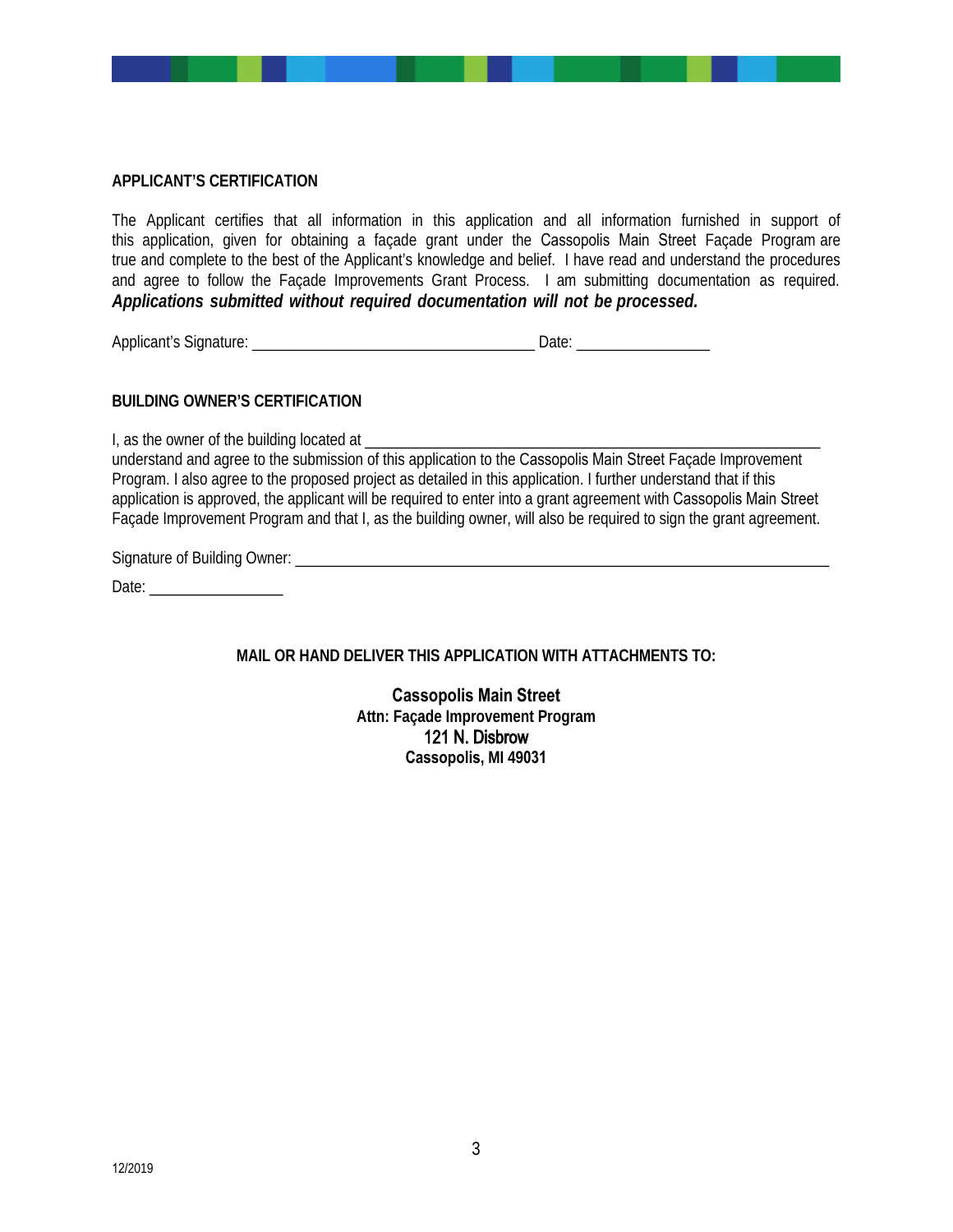**APPLICANT'S CERTIFICATION**

The Applicant certifies that all information in this application and all information furnished in support of this application, given for obtaining a façade grant under the Cassopolis Main Street Façade Program are true and complete to the best of the Applicant's knowledge and belief. I have read and understand the procedures and agree to follow the Façade Improvements Grant Process. I am submitting documentation as required. ***Applications submitted without required documentation will not be processed.***

Applicant's Signature: ___________________________________ Date: ________________

**BUILDING OWNER'S CERTIFICATION**

I, as the owner of the building located at ________________________________________________________ understand and agree to the submission of this application to the Cassopolis Main Street Façade Improvement Program. I also agree to the proposed project as detailed in this application. I further understand that if this application is approved, the applicant will be required to enter into a grant agreement with Cassopolis Main Street Façade Improvement Program and that I, as the building owner, will also be required to sign the grant agreement.

Signature of Building Owner: ________________________________________________________________

Date: ________________

**MAIL OR HAND DELIVER THIS APPLICATION WITH ATTACHMENTS TO:**

**Cassopolis Main Street**
**Attn: Façade Improvement Program**
**121 N. Disbrow**
**Cassopolis, MI 49031**

12/2019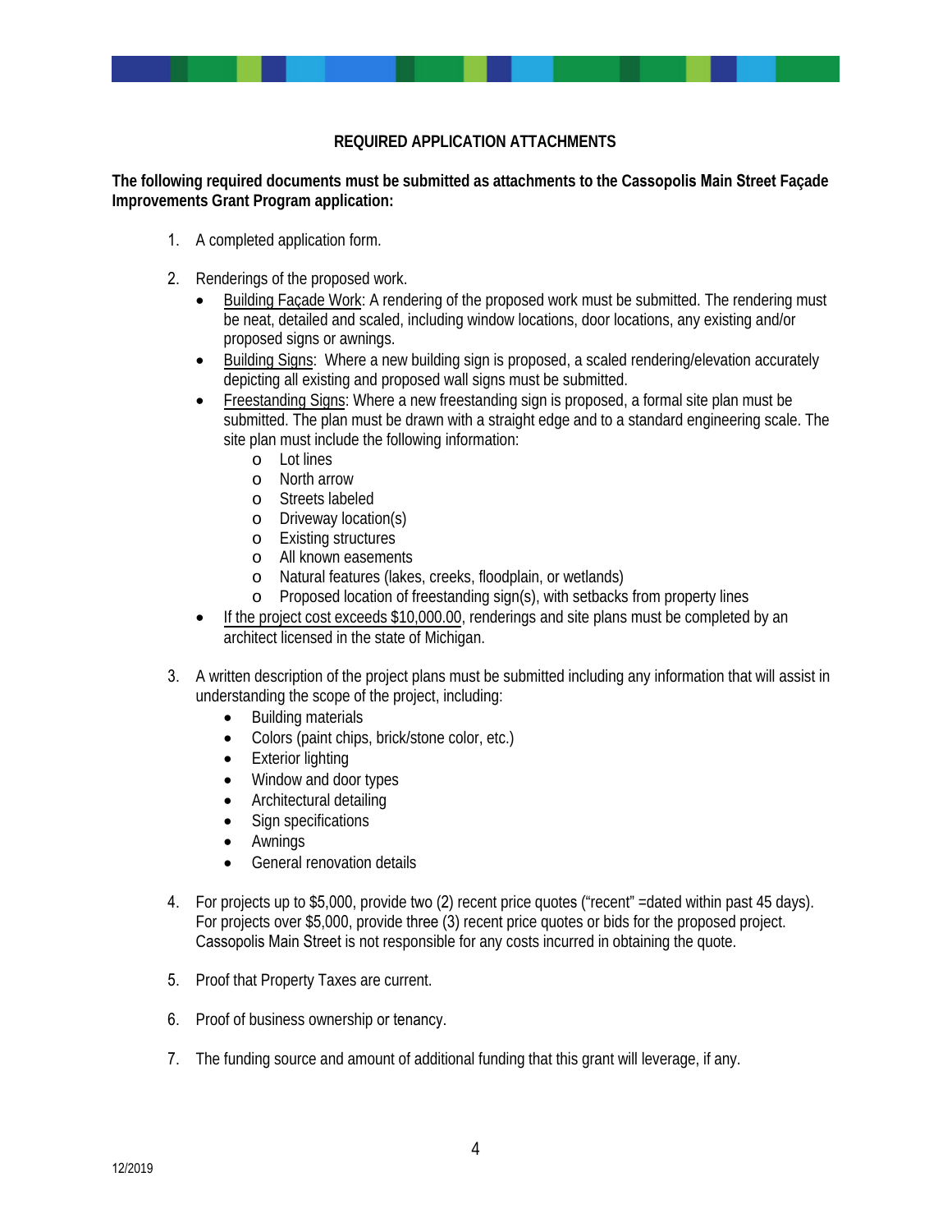## REQUIRED APPLICATION ATTACHMENTS

**The following required documents must be submitted as attachments to the Cassopolis Main Street Façade Improvements Grant Program application:**

1. A completed application form.

2. Renderings of the proposed work.
   - Building Façade Work: A rendering of the proposed work must be submitted. The rendering must be neat, detailed and scaled, including window locations, door locations, any existing and/or proposed signs or awnings.
   - Building Signs: Where a new building sign is proposed, a scaled rendering/elevation accurately depicting all existing and proposed wall signs must be submitted.
   - Freestanding Signs: Where a new freestanding sign is proposed, a formal site plan must be submitted. The plan must be drawn with a straight edge and to a standard engineering scale. The site plan must include the following information:
     - Lot lines
     - North arrow
     - Streets labeled
     - Driveway location(s)
     - Existing structures
     - All known easements
     - Natural features (lakes, creeks, floodplain, or wetlands)
     - Proposed location of freestanding sign(s), with setbacks from property lines
   - If the project cost exceeds $10,000.00, renderings and site plans must be completed by an architect licensed in the state of Michigan.

3. A written description of the project plans must be submitted including any information that will assist in understanding the scope of the project, including:
   - Building materials
   - Colors (paint chips, brick/stone color, etc.)
   - Exterior lighting
   - Window and door types
   - Architectural detailing
   - Sign specifications
   - Awnings
   - General renovation details

4. For projects up to $5,000, provide two (2) recent price quotes ("recent" =dated within past 45 days). For projects over $5,000, provide three (3) recent price quotes or bids for the proposed project. Cassopolis Main Street is not responsible for any costs incurred in obtaining the quote.

5. Proof that Property Taxes are current.

6. Proof of business ownership or tenancy.

7. The funding source and amount of additional funding that this grant will leverage, if any.

12/2019